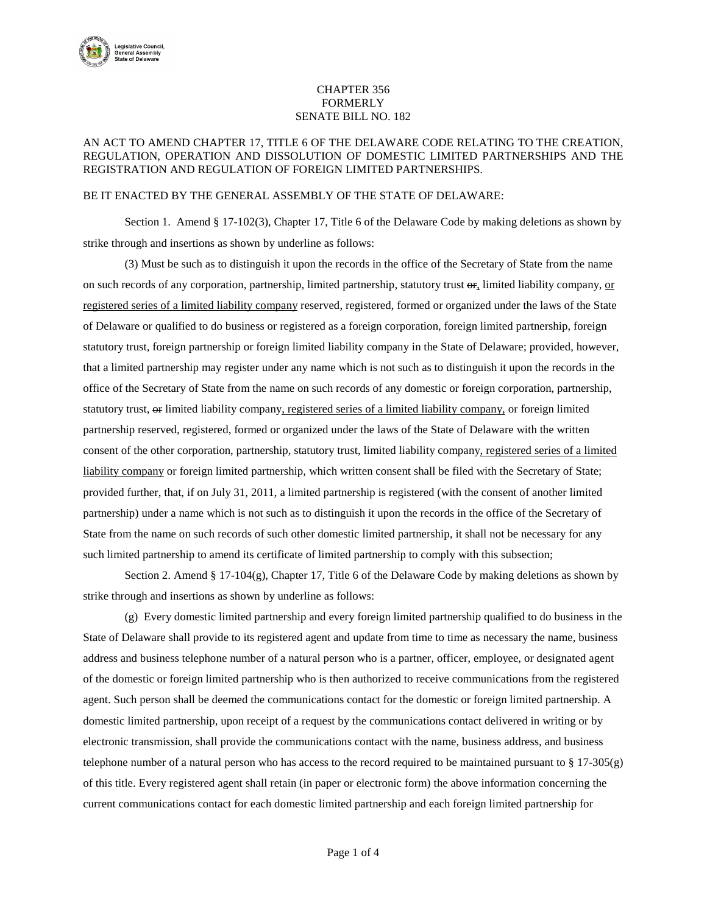CHAPTER 356
FORMERLY
SENATE BILL NO. 182

AN ACT TO AMEND CHAPTER 17, TITLE 6 OF THE DELAWARE CODE RELATING TO THE CREATION, REGULATION, OPERATION AND DISSOLUTION OF DOMESTIC LIMITED PARTNERSHIPS AND THE REGISTRATION AND REGULATION OF FOREIGN LIMITED PARTNERSHIPS.

BE IT ENACTED BY THE GENERAL ASSEMBLY OF THE STATE OF DELAWARE:

Section 1. Amend § 17-102(3), Chapter 17, Title 6 of the Delaware Code by making deletions as shown by strike through and insertions as shown by underline as follows:

(3) Must be such as to distinguish it upon the records in the office of the Secretary of State from the name on such records of any corporation, partnership, limited partnership, statutory trust ~~or~~, limited liability company, <u>or registered series of a limited liability company</u> reserved, registered, formed or organized under the laws of the State of Delaware or qualified to do business or registered as a foreign corporation, foreign limited partnership, foreign statutory trust, foreign partnership or foreign limited liability company in the State of Delaware; provided, however, that a limited partnership may register under any name which is not such as to distinguish it upon the records in the office of the Secretary of State from the name on such records of any domestic or foreign corporation, partnership, statutory trust, ~~or~~ limited liability company<u>, registered series of a limited liability company,</u> or foreign limited partnership reserved, registered, formed or organized under the laws of the State of Delaware with the written consent of the other corporation, partnership, statutory trust, limited liability company<u>, registered series of a limited liability company</u> or foreign limited partnership, which written consent shall be filed with the Secretary of State; provided further, that, if on July 31, 2011, a limited partnership is registered (with the consent of another limited partnership) under a name which is not such as to distinguish it upon the records in the office of the Secretary of State from the name on such records of such other domestic limited partnership, it shall not be necessary for any such limited partnership to amend its certificate of limited partnership to comply with this subsection;

Section 2. Amend § 17-104(g), Chapter 17, Title 6 of the Delaware Code by making deletions as shown by strike through and insertions as shown by underline as follows:

(g) Every domestic limited partnership and every foreign limited partnership qualified to do business in the State of Delaware shall provide to its registered agent and update from time to time as necessary the name, business address and business telephone number of a natural person who is a partner, officer, employee, or designated agent of the domestic or foreign limited partnership who is then authorized to receive communications from the registered agent. Such person shall be deemed the communications contact for the domestic or foreign limited partnership. A domestic limited partnership, upon receipt of a request by the communications contact delivered in writing or by electronic transmission, shall provide the communications contact with the name, business address, and business telephone number of a natural person who has access to the record required to be maintained pursuant to § 17-305(g) of this title. Every registered agent shall retain (in paper or electronic form) the above information concerning the current communications contact for each domestic limited partnership and each foreign limited partnership for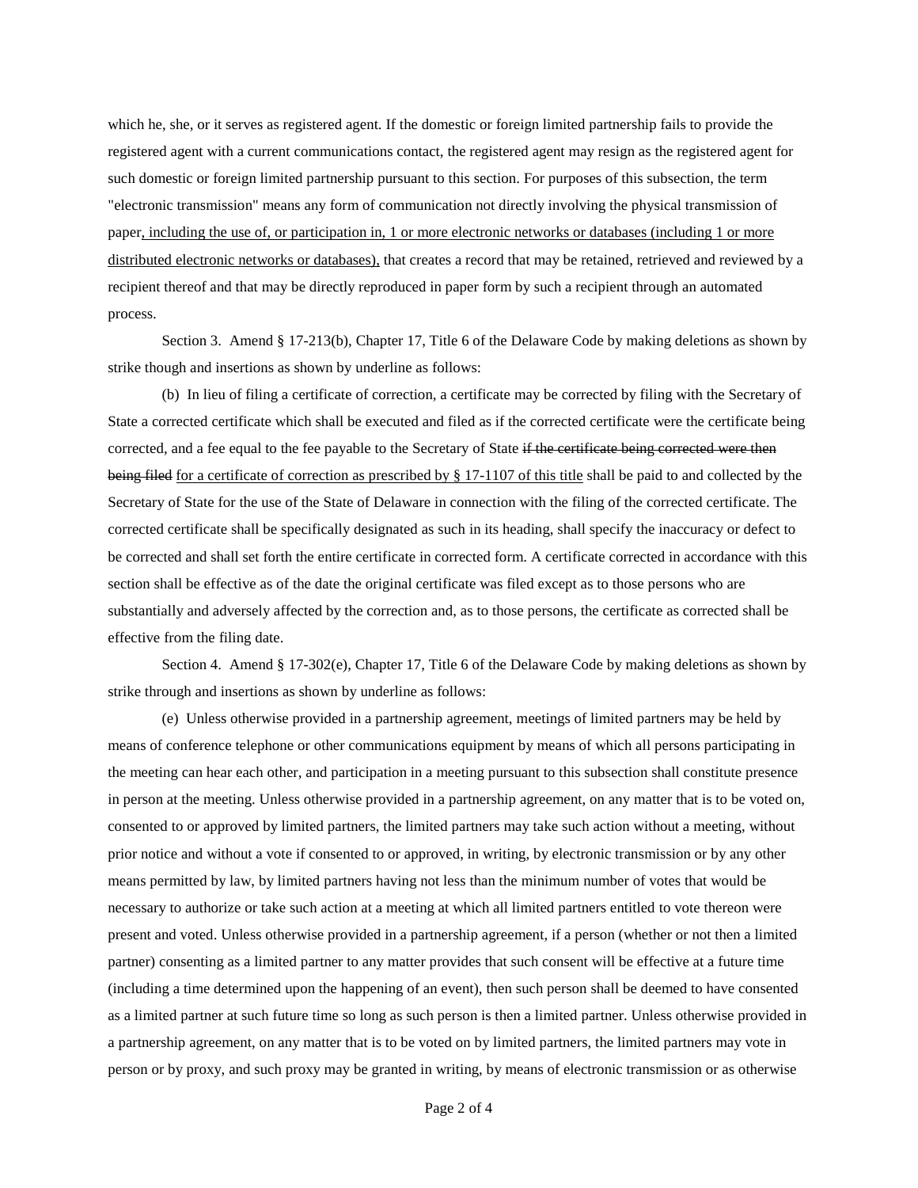which he, she, or it serves as registered agent. If the domestic or foreign limited partnership fails to provide the registered agent with a current communications contact, the registered agent may resign as the registered agent for such domestic or foreign limited partnership pursuant to this section. For purposes of this subsection, the term "electronic transmission" means any form of communication not directly involving the physical transmission of paper<u>, including the use of, or participation in, 1 or more electronic networks or databases (including 1 or more distributed electronic networks or databases),</u> that creates a record that may be retained, retrieved and reviewed by a recipient thereof and that may be directly reproduced in paper form by such a recipient through an automated process.

Section 3. Amend § 17-213(b), Chapter 17, Title 6 of the Delaware Code by making deletions as shown by strike though and insertions as shown by underline as follows:

(b) In lieu of filing a certificate of correction, a certificate may be corrected by filing with the Secretary of State a corrected certificate which shall be executed and filed as if the corrected certificate were the certificate being corrected, and a fee equal to the fee payable to the Secretary of State ~~if the certificate being corrected were then being filed~~ <u>for a certificate of correction as prescribed by § 17-1107 of this title</u> shall be paid to and collected by the Secretary of State for the use of the State of Delaware in connection with the filing of the corrected certificate. The corrected certificate shall be specifically designated as such in its heading, shall specify the inaccuracy or defect to be corrected and shall set forth the entire certificate in corrected form. A certificate corrected in accordance with this section shall be effective as of the date the original certificate was filed except as to those persons who are substantially and adversely affected by the correction and, as to those persons, the certificate as corrected shall be effective from the filing date.

Section 4. Amend § 17-302(e), Chapter 17, Title 6 of the Delaware Code by making deletions as shown by strike through and insertions as shown by underline as follows:

(e) Unless otherwise provided in a partnership agreement, meetings of limited partners may be held by means of conference telephone or other communications equipment by means of which all persons participating in the meeting can hear each other, and participation in a meeting pursuant to this subsection shall constitute presence in person at the meeting. Unless otherwise provided in a partnership agreement, on any matter that is to be voted on, consented to or approved by limited partners, the limited partners may take such action without a meeting, without prior notice and without a vote if consented to or approved, in writing, by electronic transmission or by any other means permitted by law, by limited partners having not less than the minimum number of votes that would be necessary to authorize or take such action at a meeting at which all limited partners entitled to vote thereon were present and voted. Unless otherwise provided in a partnership agreement, if a person (whether or not then a limited partner) consenting as a limited partner to any matter provides that such consent will be effective at a future time (including a time determined upon the happening of an event), then such person shall be deemed to have consented as a limited partner at such future time so long as such person is then a limited partner. Unless otherwise provided in a partnership agreement, on any matter that is to be voted on by limited partners, the limited partners may vote in person or by proxy, and such proxy may be granted in writing, by means of electronic transmission or as otherwise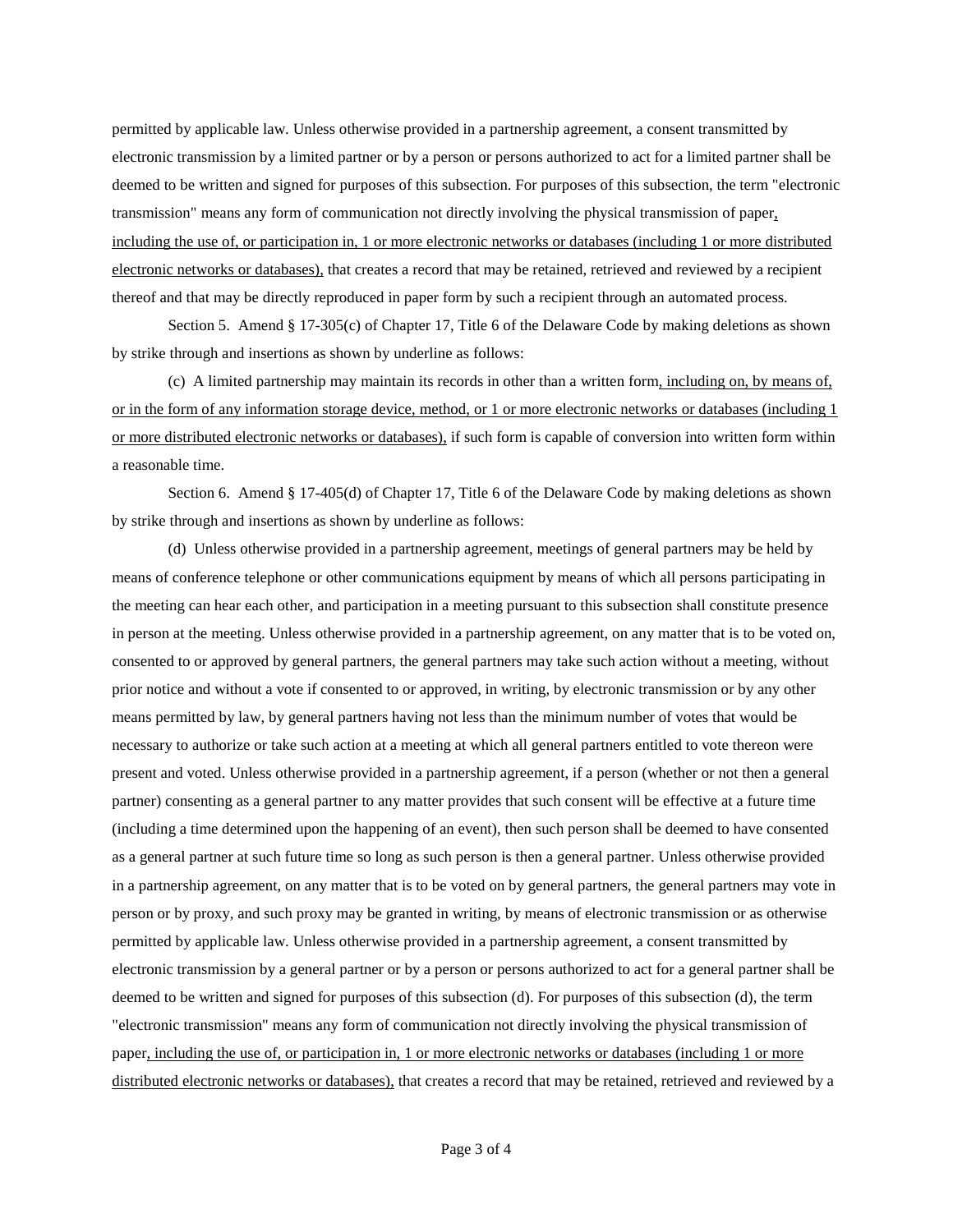permitted by applicable law. Unless otherwise provided in a partnership agreement, a consent transmitted by electronic transmission by a limited partner or by a person or persons authorized to act for a limited partner shall be deemed to be written and signed for purposes of this subsection. For purposes of this subsection, the term "electronic transmission" means any form of communication not directly involving the physical transmission of paper, including the use of, or participation in, 1 or more electronic networks or databases (including 1 or more distributed electronic networks or databases), that creates a record that may be retained, retrieved and reviewed by a recipient thereof and that may be directly reproduced in paper form by such a recipient through an automated process.

Section 5. Amend § 17-305(c) of Chapter 17, Title 6 of the Delaware Code by making deletions as shown by strike through and insertions as shown by underline as follows:

(c) A limited partnership may maintain its records in other than a written form, including on, by means of, or in the form of any information storage device, method, or 1 or more electronic networks or databases (including 1 or more distributed electronic networks or databases), if such form is capable of conversion into written form within a reasonable time.

Section 6. Amend § 17-405(d) of Chapter 17, Title 6 of the Delaware Code by making deletions as shown by strike through and insertions as shown by underline as follows:

(d) Unless otherwise provided in a partnership agreement, meetings of general partners may be held by means of conference telephone or other communications equipment by means of which all persons participating in the meeting can hear each other, and participation in a meeting pursuant to this subsection shall constitute presence in person at the meeting. Unless otherwise provided in a partnership agreement, on any matter that is to be voted on, consented to or approved by general partners, the general partners may take such action without a meeting, without prior notice and without a vote if consented to or approved, in writing, by electronic transmission or by any other means permitted by law, by general partners having not less than the minimum number of votes that would be necessary to authorize or take such action at a meeting at which all general partners entitled to vote thereon were present and voted. Unless otherwise provided in a partnership agreement, if a person (whether or not then a general partner) consenting as a general partner to any matter provides that such consent will be effective at a future time (including a time determined upon the happening of an event), then such person shall be deemed to have consented as a general partner at such future time so long as such person is then a general partner. Unless otherwise provided in a partnership agreement, on any matter that is to be voted on by general partners, the general partners may vote in person or by proxy, and such proxy may be granted in writing, by means of electronic transmission or as otherwise permitted by applicable law. Unless otherwise provided in a partnership agreement, a consent transmitted by electronic transmission by a general partner or by a person or persons authorized to act for a general partner shall be deemed to be written and signed for purposes of this subsection (d). For purposes of this subsection (d), the term "electronic transmission" means any form of communication not directly involving the physical transmission of paper, including the use of, or participation in, 1 or more electronic networks or databases (including 1 or more distributed electronic networks or databases), that creates a record that may be retained, retrieved and reviewed by a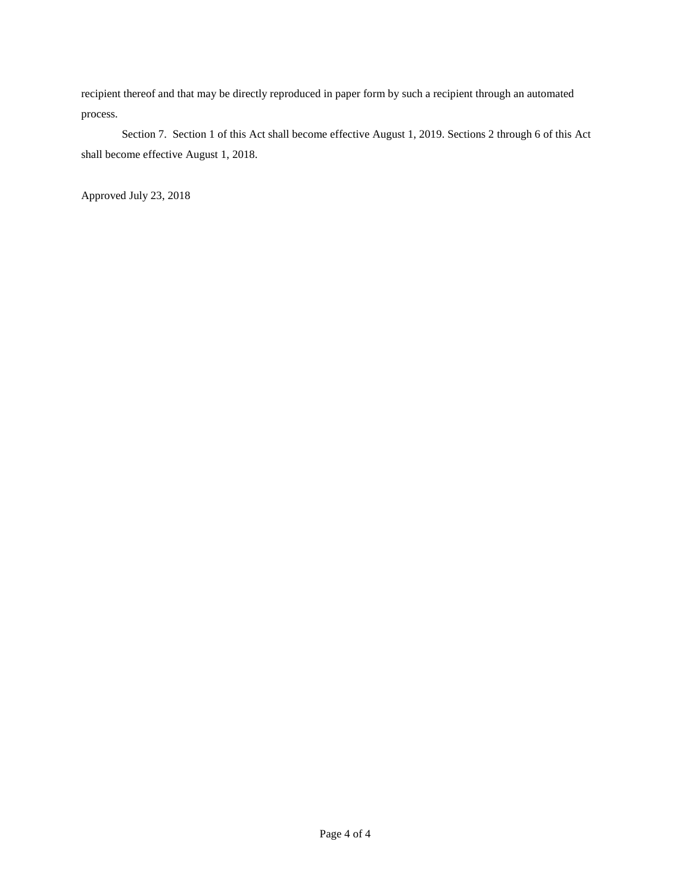recipient thereof and that may be directly reproduced in paper form by such a recipient through an automated process.

Section 7. Section 1 of this Act shall become effective August 1, 2019. Sections 2 through 6 of this Act shall become effective August 1, 2018.

Approved July 23, 2018